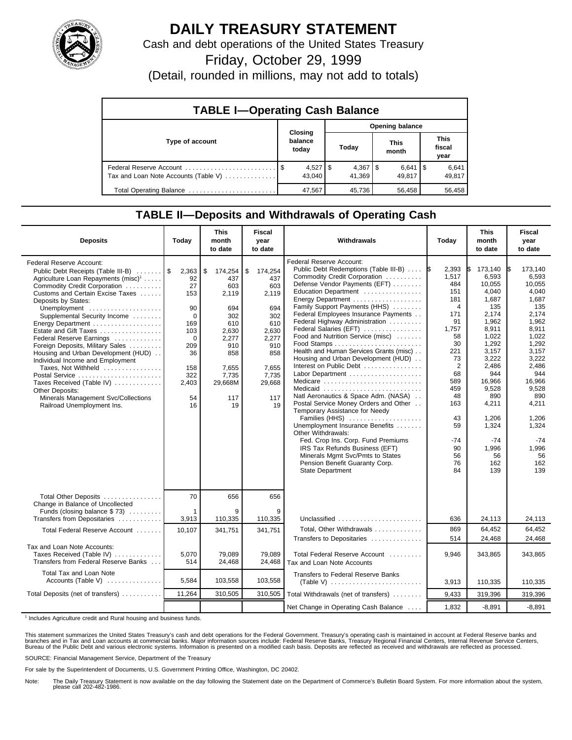# DAILY TREASURY STATEMENT

Cash and debt operations of the United States Treasury

Friday, October 29, 1999

(Detail, rounded in millions, may not add to totals)

## TABLE I—Operating Cash Balance

| Type of account | Closing balance today | Opening balance Today | Opening balance This month | Opening balance This fiscal year |
|---|---|---|---|---|
| Federal Reserve Account | $ 4,527 | $ 4,367 | $ 6,641 | $ 6,641 |
| Tax and Loan Note Accounts (Table V) | 43,040 | 41,369 | 49,817 | 49,817 |
| Total Operating Balance | 47,567 | 45,736 | 56,458 | 56,458 |

## TABLE II—Deposits and Withdrawals of Operating Cash

| Deposits | Today | This month to date | Fiscal year to date |
|---|---|---|---|
| Federal Reserve Account: | | | |
| Public Debt Receipts (Table III-B) | $ 2,363 | $ 174,254 | $ 174,254 |
| Agriculture Loan Repayments (misc)[1] | 92 | 437 | 437 |
| Commodity Credit Corporation | 27 | 603 | 603 |
| Customs and Certain Excise Taxes | 153 | 2,119 | 2,119 |
| Deposits by States: | | | |
| Unemployment | 90 | 694 | 694 |
| Supplemental Security Income | 0 | 302 | 302 |
| Energy Department | 169 | 610 | 610 |
| Estate and Gift Taxes | 103 | 2,630 | 2,630 |
| Federal Reserve Earnings | 0 | 2,277 | 2,277 |
| Foreign Deposits, Military Sales | 209 | 910 | 910 |
| Housing and Urban Development (HUD) | 36 | 858 | 858 |
| Individual Income and Employment Taxes, Not Withheld | 158 | 7,655 | 7,655 |
| Postal Service | 322 | 7,735 | 7,735 |
| Taxes Received (Table IV) | 2,403 | 29,668M | 29,668 |
| Other Deposits: | | | |
| Minerals Management Svc/Collections | 54 | 117 | 117 |
| Railroad Unemployment Ins. | 16 | 19 | 19 |
| Total Other Deposits | 70 | 656 | 656 |
| Change in Balance of Uncollected Funds (closing balance $ 73) | 1 | 9 | 9 |
| Transfers from Depositaries | 3,913 | 110,335 | 110,335 |
| Total Federal Reserve Account | 10,107 | 341,751 | 341,751 |
| Tax and Loan Note Accounts: | | | |
| Taxes Received (Table IV) | 5,070 | 79,089 | 79,089 |
| Transfers from Federal Reserve Banks | 514 | 24,468 | 24,468 |
| Total Tax and Loan Note Accounts (Table V) | 5,584 | 103,558 | 103,558 |
| Total Deposits (net of transfers) | 11,264 | 310,505 | 310,505 |

| Withdrawals | Today | This month to date | Fiscal year to date |
|---|---|---|---|
| Federal Reserve Account: | | | |
| Public Debt Redemptions (Table III-B) | $ 2,393 | $ 173,140 | $ 173,140 |
| Commodity Credit Corporation | 1,517 | 6,593 | 6,593 |
| Defense Vendor Payments (EFT) | 484 | 10,055 | 10,055 |
| Education Department | 151 | 4,040 | 4,040 |
| Energy Department | 181 | 1,687 | 1,687 |
| Family Support Payments (HHS) | 4 | 135 | 135 |
| Federal Employees Insurance Payments | 171 | 2,174 | 2,174 |
| Federal Highway Administration | 91 | 1,962 | 1,962 |
| Federal Salaries (EFT) | 1,757 | 8,911 | 8,911 |
| Food and Nutrition Service (misc) | 58 | 1,022 | 1,022 |
| Food Stamps | 30 | 1,292 | 1,292 |
| Health and Human Services Grants (misc) | 221 | 3,157 | 3,157 |
| Housing and Urban Development (HUD) | 73 | 3,222 | 3,222 |
| Interest on Public Debt | 2 | 2,486 | 2,486 |
| Labor Department | 68 | 944 | 944 |
| Medicare | 589 | 16,966 | 16,966 |
| Medicaid | 459 | 9,528 | 9,528 |
| Natl Aeronautics & Space Adm. (NASA) | 48 | 890 | 890 |
| Postal Service Money Orders and Other | 163 | 4,211 | 4,211 |
| Temporary Assistance for Needy Families (HHS) | 43 | 1,206 | 1,206 |
| Unemployment Insurance Benefits | 59 | 1,324 | 1,324 |
| Other Withdrawals: | | | |
| Fed. Crop Ins. Corp. Fund Premiums | -74 | -74 | -74 |
| IRS Tax Refunds Business (EFT) | 90 | 1,996 | 1,996 |
| Minerals Mgmt Svc/Pmts to States | 56 | 56 | 56 |
| Pension Benefit Guaranty Corp. | 76 | 162 | 162 |
| State Department | 84 | 139 | 139 |
| Unclassified | 636 | 24,113 | 24,113 |
| Total, Other Withdrawals | 869 | 64,452 | 64,452 |
| Transfers to Depositaries | 514 | 24,468 | 24,468 |
| Total Federal Reserve Account | 9,946 | 343,865 | 343,865 |
| Tax and Loan Note Accounts | | | |
| Transfers to Federal Reserve Banks (Table V) | 3,913 | 110,335 | 110,335 |
| Total Withdrawals (net of transfers) | 9,433 | 319,396 | 319,396 |
| Net Change in Operating Cash Balance | 1,832 | -8,891 | -8,891 |

[1] Includes Agriculture credit and Rural housing and business funds.

This statement summarizes the United States Treasury's cash and debt operations for the Federal Government. Treasury's operating cash is maintained in account at Federal Reserve banks and branches and in Tax and Loan accounts at commercial banks. Major information sources include: Federal Reserve Banks, Treasury Regional Financial Centers, Internal Revenue Service Centers, Bureau of the Public Debt and various electronic systems. Information is presented on a modified cash basis. Deposits are reflected as received and withdrawals are reflected as processed.

SOURCE: Financial Management Service, Department of the Treasury

For sale by the Superintendent of Documents, U.S. Government Printing Office, Washington, DC 20402.

Note: The Daily Treasury Statement is now available on the day following the Statement date on the Department of Commerce's Bulletin Board System. For more information about the system, please call 202-482-1986.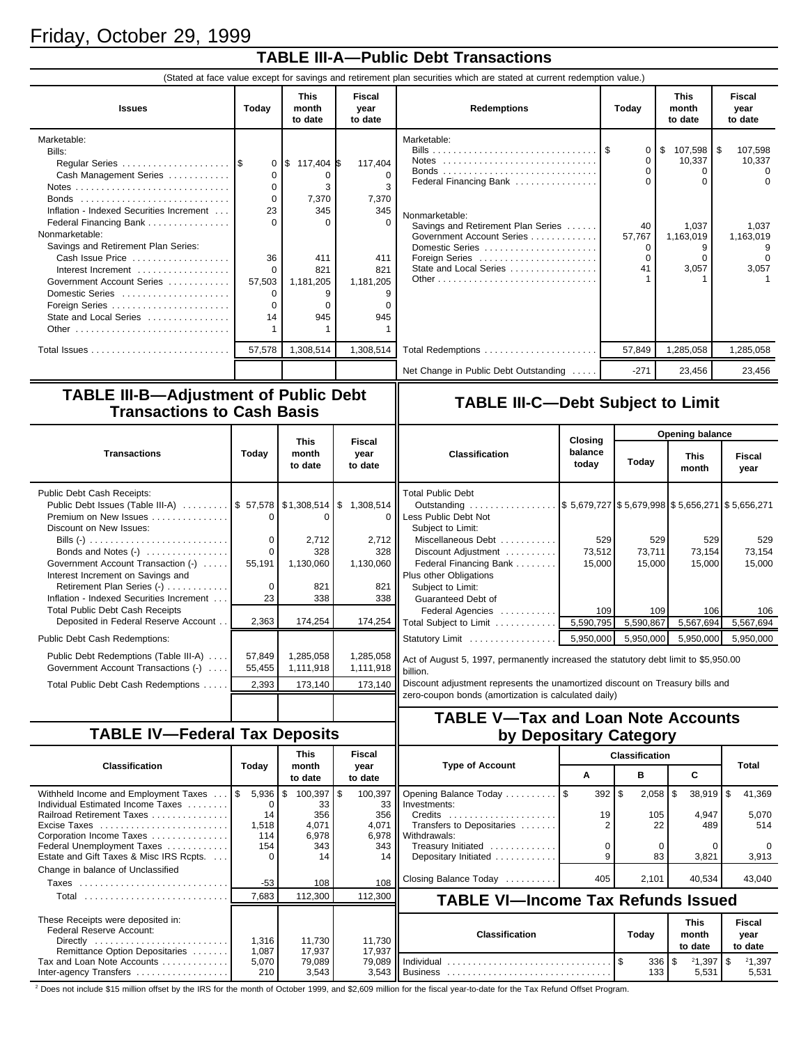Friday, October 29, 1999

## TABLE III-A—Public Debt Transactions

(Stated at face value except for savings and retirement plan securities which are stated at current redemption value.)

| Issues | Today | This month to date | Fiscal year to date | Redemptions | Today | This month to date | Fiscal year to date |
|---|---|---|---|---|---|---|---|
| Marketable: | | | | Marketable: | | | |
| Bills: | | | | Bills | $ 0 | $ 107,598 | $ 107,598 |
| Regular Series | $ 0 | $ 117,404 | $ 117,404 | Notes | 0 | 10,337 | 10,337 |
| Cash Management Series | 0 | 0 | 0 | Bonds | 0 | 0 | 0 |
| Notes | 0 | 3 | 3 | Federal Financing Bank | 0 | 0 | 0 |
| Bonds | 0 | 7,370 | 7,370 | | | | |
| Inflation - Indexed Securities Increment | 23 | 345 | 345 | Nonmarketable: | | | |
| Federal Financing Bank | 0 | 0 | 0 | Savings and Retirement Plan Series | 40 | 1,037 | 1,037 |
| Nonmarketable: | | | | Government Account Series | 57,767 | 1,163,019 | 1,163,019 |
| Savings and Retirement Plan Series: | | | | Domestic Series | 0 | 9 | 9 |
| Cash Issue Price | 36 | 411 | 411 | Foreign Series | 0 | 0 | 0 |
| Interest Increment | 0 | 821 | 821 | State and Local Series | 41 | 3,057 | 3,057 |
| Government Account Series | 57,503 | 1,181,205 | 1,181,205 | Other | 1 | 1 | 1 |
| Domestic Series | 0 | 9 | 9 | | | | |
| Foreign Series | 0 | 0 | 0 | | | | |
| State and Local Series | 14 | 945 | 945 | | | | |
| Other | 1 | 1 | 1 | | | | |
| Total Issues | 57,578 | 1,308,514 | 1,308,514 | Total Redemptions | 57,849 | 1,285,058 | 1,285,058 |
| | | | | Net Change in Public Debt Outstanding | -271 | 23,456 | 23,456 |

## TABLE III-B—Adjustment of Public Debt Transactions to Cash Basis

| Transactions | Today | This month to date | Fiscal year to date |
|---|---|---|---|
| Public Debt Cash Receipts: | | | |
| Public Debt Issues (Table III-A) | $ 57,578 | $1,308,514 | $ 1,308,514 |
| Premium on New Issues | 0 | 0 | 0 |
| Discount on New Issues: | | | |
| Bills (-) | 0 | 2,712 | 2,712 |
| Bonds and Notes (-) | 0 | 328 | 328 |
| Government Account Transaction (-) | 55,191 | 1,130,060 | 1,130,060 |
| Interest Increment on Savings and Retirement Plan Series (-) | 0 | 821 | 821 |
| Inflation - Indexed Securities Increment | 23 | 338 | 338 |
| Total Public Debt Cash Receipts Deposited in Federal Reserve Account | 2,363 | 174,254 | 174,254 |
| Public Debt Cash Redemptions: | | | |
| Public Debt Redemptions (Table III-A) | 57,849 | 1,285,058 | 1,285,058 |
| Government Account Transactions (-) | 55,455 | 1,111,918 | 1,111,918 |
| Total Public Debt Cash Redemptions | 2,393 | 173,140 | 173,140 |

## TABLE III-C—Debt Subject to Limit

| Classification | Closing balance today | Opening balance Today | Opening balance This month | Opening balance Fiscal year |
|---|---|---|---|---|
| Total Public Debt Outstanding | $ 5,679,727 | $ 5,679,998 | $ 5,656,271 | $ 5,656,271 |
| Less Public Debt Not Subject to Limit: | | | | |
| Miscellaneous Debt | 529 | 529 | 529 | 529 |
| Discount Adjustment | 73,512 | 73,711 | 73,154 | 73,154 |
| Federal Financing Bank | 15,000 | 15,000 | 15,000 | 15,000 |
| Plus other Obligations Subject to Limit: | | | | |
| Guaranteed Debt of Federal Agencies | 109 | 109 | 106 | 106 |
| Total Subject to Limit | 5,590,795 | 5,590,867 | 5,567,694 | 5,567,694 |
| Statutory Limit | 5,950,000 | 5,950,000 | 5,950,000 | 5,950,000 |

Act of August 5, 1997, permanently increased the statutory debt limit to $5,950.00 billion.

Discount adjustment represents the unamortized discount on Treasury bills and zero-coupon bonds (amortization is calculated daily)

## TABLE IV—Federal Tax Deposits

| Classification | Today | This month to date | Fiscal year to date |
|---|---|---|---|
| Withheld Income and Employment Taxes | $ 5,936 | $ 100,397 | $ 100,397 |
| Individual Estimated Income Taxes | 0 | 33 | 33 |
| Railroad Retirement Taxes | 14 | 356 | 356 |
| Excise Taxes | 1,518 | 4,071 | 4,071 |
| Corporation Income Taxes | 114 | 6,978 | 6,978 |
| Federal Unemployment Taxes | 154 | 343 | 343 |
| Estate and Gift Taxes & Misc IRS Rcpts. | 0 | 14 | 14 |
| Change in balance of Unclassified Taxes | -53 | 108 | 108 |
| Total | 7,683 | 112,300 | 112,300 |
| These Receipts were deposited in: | | | |
| Federal Reserve Account: | | | |
| Directly | 1,316 | 11,730 | 11,730 |
| Remittance Option Depositaries | 1,087 | 17,937 | 17,937 |
| Tax and Loan Note Accounts | 5,070 | 79,089 | 79,089 |
| Inter-agency Transfers | 210 | 3,543 | 3,543 |

## TABLE V—Tax and Loan Note Accounts by Depositary Category

| Type of Account | Classification A | Classification B | Classification C | Total |
|---|---|---|---|---|
| Opening Balance Today | $ 392 | $ 2,058 | $ 38,919 | $ 41,369 |
| Investments: | | | | |
| Credits | 19 | 105 | 4,947 | 5,070 |
| Transfers to Depositaries | 2 | 22 | 489 | 514 |
| Withdrawals: | | | | |
| Treasury Initiated | 0 | 0 | 0 | 0 |
| Depositary Initiated | 9 | 83 | 3,821 | 3,913 |
| Closing Balance Today | 405 | 2,101 | 40,534 | 43,040 |

## TABLE VI—Income Tax Refunds Issued

| Classification | Today | This month to date | Fiscal year to date |
|---|---|---|---|
| Individual | $ 336 | $ [2]1,397 | $ [2]1,397 |
| Business | 133 | 5,531 | 5,531 |

[2] Does not include $15 million offset by the IRS for the month of October 1999, and $2,609 million for the fiscal year-to-date for the Tax Refund Offset Program.